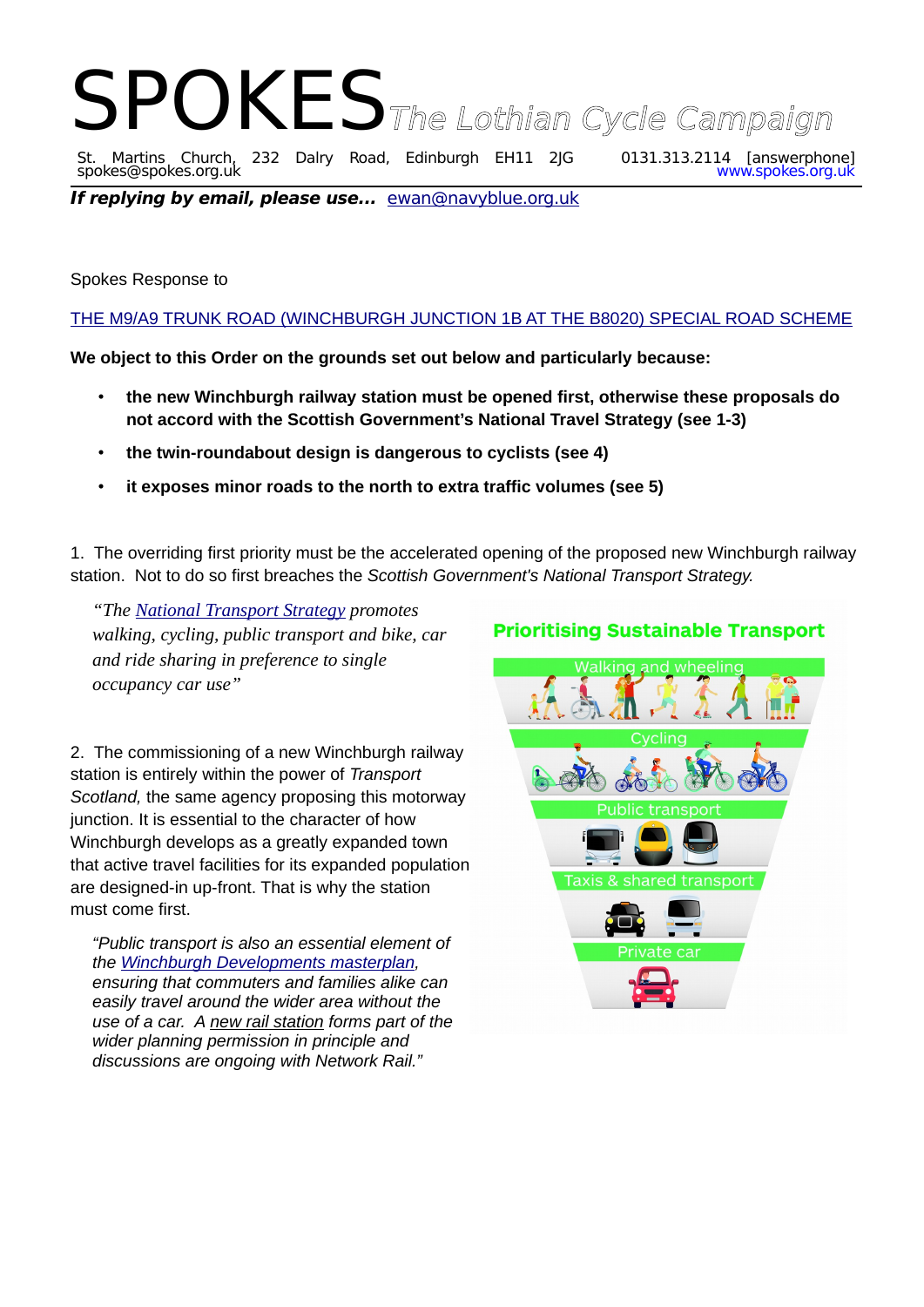# SPOKES *The Lothian Cycle Campaign*

St. Martins Church, 232 Dalry Road, Edinburgh EH11 2JG 0131.313.2114 [answerphone]
spokes@spokes.org.uk www.spokes.org.uk

***If replying by email, please use...*** ewan@navyblue.org.uk

Spokes Response to

THE M9/A9 TRUNK ROAD (WINCHBURGH JUNCTION 1B AT THE B8020) SPECIAL ROAD SCHEME

**We object to this Order on the grounds set out below and particularly because:**

- **the new Winchburgh railway station must be opened first, otherwise these proposals do not accord with the Scottish Government's National Travel Strategy (see 1-3)**
- **the twin-roundabout design is dangerous to cyclists (see 4)**
- **it exposes minor roads to the north to extra traffic volumes (see 5)**

1. The overriding first priority must be the accelerated opening of the proposed new Winchburgh railway station. Not to do so first breaches the *Scottish Government's National Transport Strategy.*

> *"The National Transport Strategy promotes walking, cycling, public transport and bike, car and ride sharing in preference to single occupancy car use"*

**Prioritising Sustainable Transport**

- Walking and wheeling
- Cycling
- Public transport
- Taxis & shared transport
- Private car

2. The commissioning of a new Winchburgh railway station is entirely within the power of *Transport Scotland,* the same agency proposing this motorway junction. It is essential to the character of how Winchburgh develops as a greatly expanded town that active travel facilities for its expanded population are designed-in up-front. That is why the station must come first.

> *"Public transport is also an essential element of the Winchburgh Developments masterplan, ensuring that commuters and families alike can easily travel around the wider area without the use of a car. A new rail station forms part of the wider planning permission in principle and discussions are ongoing with Network Rail."*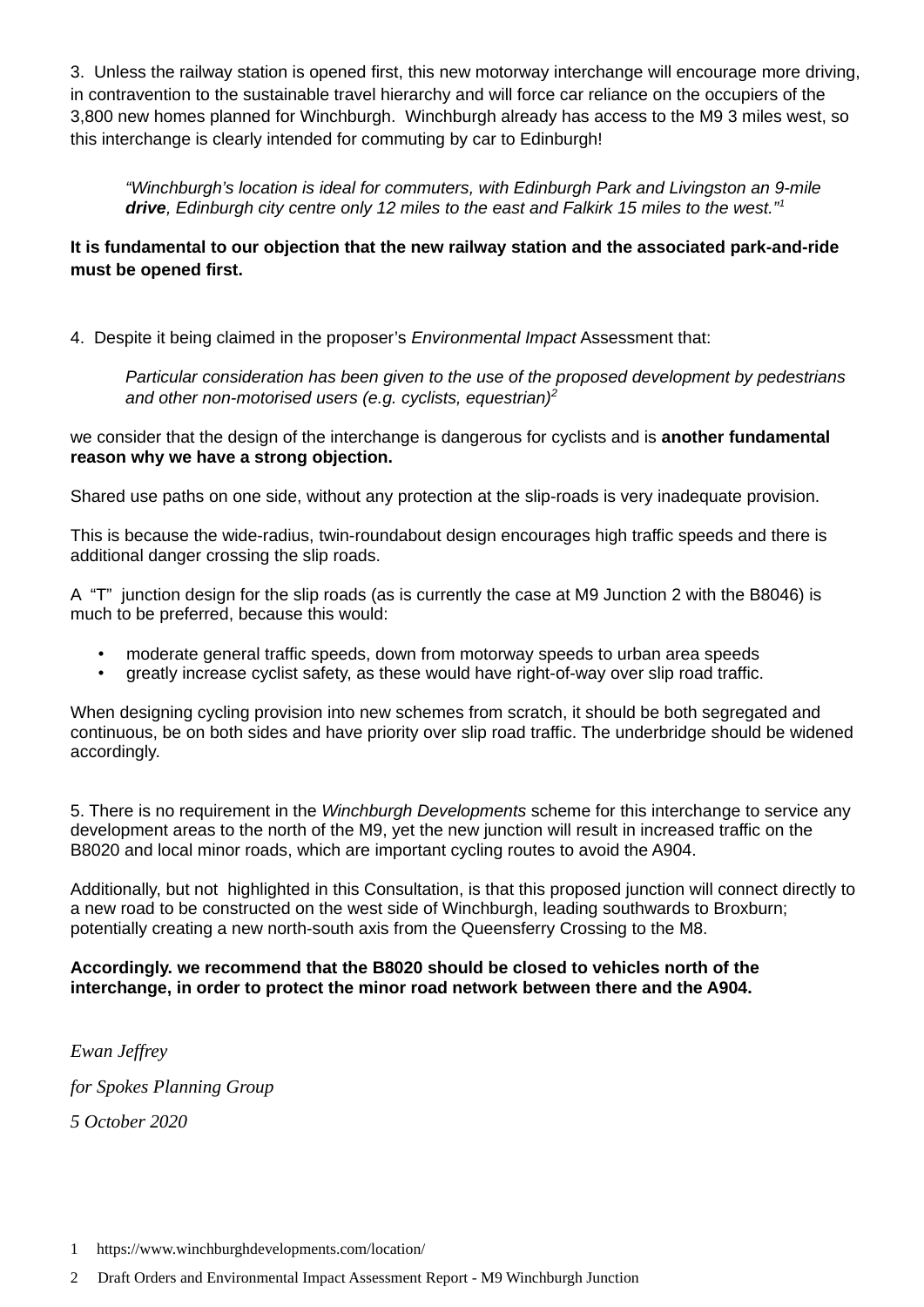3. Unless the railway station is opened first, this new motorway interchange will encourage more driving, in contravention to the sustainable travel hierarchy and will force car reliance on the occupiers of the 3,800 new homes planned for Winchburgh. Winchburgh already has access to the M9 3 miles west, so this interchange is clearly intended for commuting by car to Edinburgh!

> *"Winchburgh's location is ideal for commuters, with Edinburgh Park and Livingston an 9-mile **drive**, Edinburgh city centre only 12 miles to the east and Falkirk 15 miles to the west."*[1]

**It is fundamental to our objection that the new railway station and the associated park-and-ride must be opened first.**

4. Despite it being claimed in the proposer's *Environmental Impact* Assessment that:

> *Particular consideration has been given to the use of the proposed development by pedestrians and other non-motorised users (e.g. cyclists, equestrian)*[2]

we consider that the design of the interchange is dangerous for cyclists and is **another fundamental reason why we have a strong objection.**

Shared use paths on one side, without any protection at the slip-roads is very inadequate provision.

This is because the wide-radius, twin-roundabout design encourages high traffic speeds and there is additional danger crossing the slip roads.

A "T" junction design for the slip roads (as is currently the case at M9 Junction 2 with the B8046) is much to be preferred, because this would:

- moderate general traffic speeds, down from motorway speeds to urban area speeds
- greatly increase cyclist safety, as these would have right-of-way over slip road traffic.

When designing cycling provision into new schemes from scratch, it should be both segregated and continuous, be on both sides and have priority over slip road traffic. The underbridge should be widened accordingly.

5. There is no requirement in the *Winchburgh Developments* scheme for this interchange to service any development areas to the north of the M9, yet the new junction will result in increased traffic on the B8020 and local minor roads, which are important cycling routes to avoid the A904.

Additionally, but not highlighted in this Consultation, is that this proposed junction will connect directly to a new road to be constructed on the west side of Winchburgh, leading southwards to Broxburn; potentially creating a new north-south axis from the Queensferry Crossing to the M8.

**Accordingly. we recommend that the B8020 should be closed to vehicles north of the interchange, in order to protect the minor road network between there and the A904.**

*Ewan Jeffrey*

*for Spokes Planning Group*

*5 October 2020*

1 https://www.winchburghdevelopments.com/location/

2 Draft Orders and Environmental Impact Assessment Report - M9 Winchburgh Junction